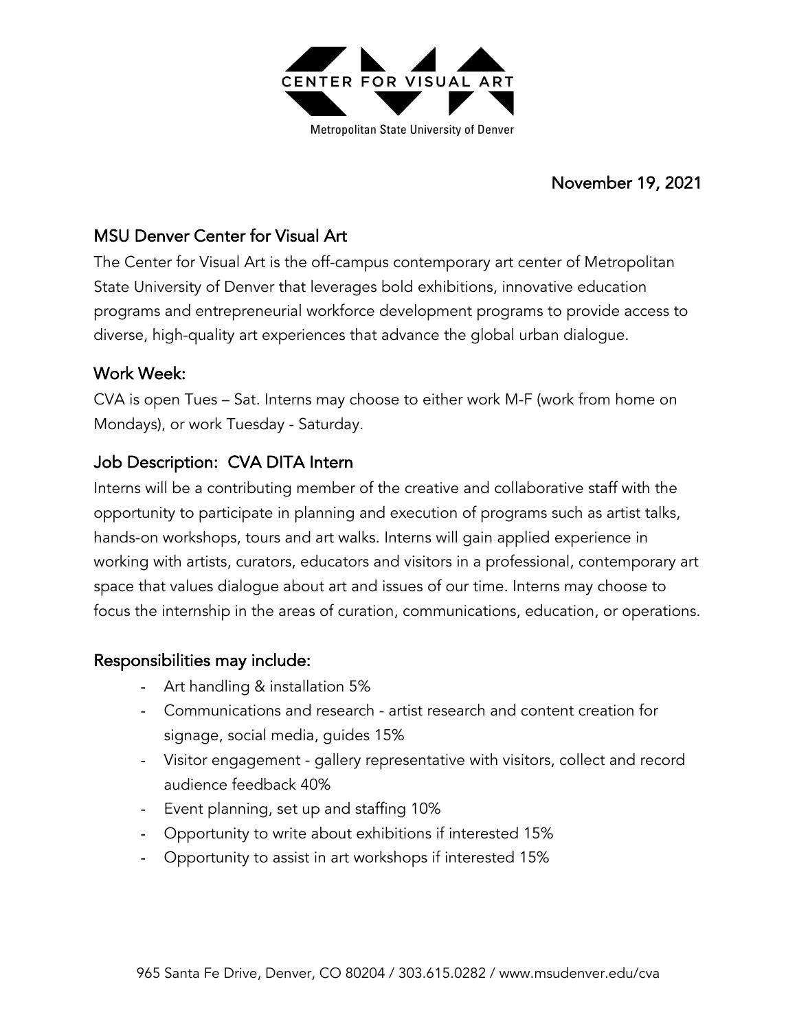CENTER FOR VISUAL ART

Metropolitan State University of Denver

November 19, 2021

## MSU Denver Center for Visual Art

The Center for Visual Art is the off-campus contemporary art center of Metropolitan State University of Denver that leverages bold exhibitions, innovative education programs and entrepreneurial workforce development programs to provide access to diverse, high-quality art experiences that advance the global urban dialogue.

## Work Week:

CVA is open Tues – Sat. Interns may choose to either work M-F (work from home on Mondays), or work Tuesday - Saturday.

## Job Description: CVA DITA Intern

Interns will be a contributing member of the creative and collaborative staff with the opportunity to participate in planning and execution of programs such as artist talks, hands-on workshops, tours and art walks. Interns will gain applied experience in working with artists, curators, educators and visitors in a professional, contemporary art space that values dialogue about art and issues of our time. Interns may choose to focus the internship in the areas of curation, communications, education, or operations.

## Responsibilities may include:

- Art handling & installation 5%
- Communications and research - artist research and content creation for signage, social media, guides 15%
- Visitor engagement - gallery representative with visitors, collect and record audience feedback 40%
- Event planning, set up and staffing 10%
- Opportunity to write about exhibitions if interested 15%
- Opportunity to assist in art workshops if interested 15%

965 Santa Fe Drive, Denver, CO 80204 / 303.615.0282 / www.msudenver.edu/cva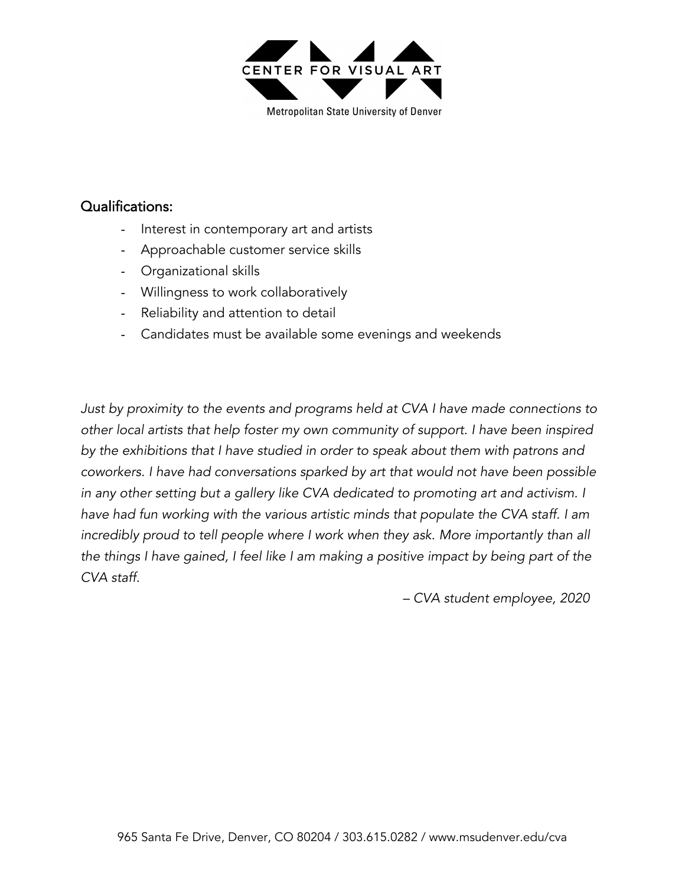## Qualifications:

- Interest in contemporary art and artists
- Approachable customer service skills
- Organizational skills
- Willingness to work collaboratively
- Reliability and attention to detail
- Candidates must be available some evenings and weekends

*Just by proximity to the events and programs held at CVA I have made connections to other local artists that help foster my own community of support. I have been inspired by the exhibitions that I have studied in order to speak about them with patrons and coworkers. I have had conversations sparked by art that would not have been possible in any other setting but a gallery like CVA dedicated to promoting art and activism. I have had fun working with the various artistic minds that populate the CVA staff. I am incredibly proud to tell people where I work when they ask. More importantly than all the things I have gained, I feel like I am making a positive impact by being part of the CVA staff.*

*– CVA student employee, 2020*